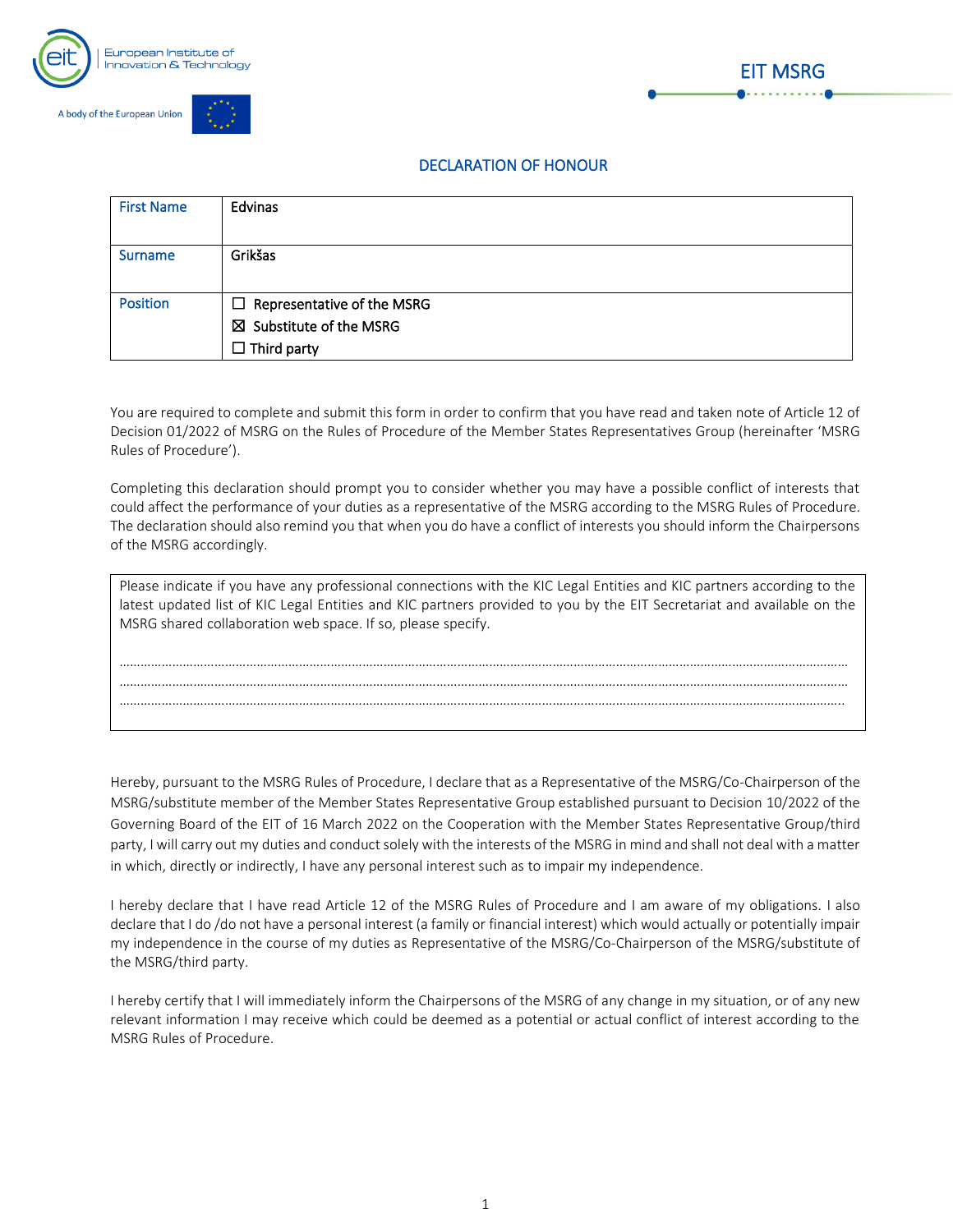EIT MSRG

# DECLARATION OF HONOUR

| First Name | Edvinas |
| --- | --- |
| Surname | Grikšas |
| Position | ☐ Representative of the MSRG<br>☒ Substitute of the MSRG<br>☐ Third party |

You are required to complete and submit this form in order to confirm that you have read and taken note of Article 12 of Decision 01/2022 of MSRG on the Rules of Procedure of the Member States Representatives Group (hereinafter 'MSRG Rules of Procedure').

Completing this declaration should prompt you to consider whether you may have a possible conflict of interests that could affect the performance of your duties as a representative of the MSRG according to the MSRG Rules of Procedure. The declaration should also remind you that when you do have a conflict of interests you should inform the Chairpersons of the MSRG accordingly.

> Please indicate if you have any professional connections with the KIC Legal Entities and KIC partners according to the latest updated list of KIC Legal Entities and KIC partners provided to you by the EIT Secretariat and available on the MSRG shared collaboration web space. If so, please specify.
>
> …………………………………………………………………………………………………………………………………………………………………………
> …………………………………………………………………………………………………………………………………………………………………………
> …………………………………………………………………………………………………………………………………………………………………………

Hereby, pursuant to the MSRG Rules of Procedure, I declare that as a Representative of the MSRG/Co-Chairperson of the MSRG/substitute member of the Member States Representative Group established pursuant to Decision 10/2022 of the Governing Board of the EIT of 16 March 2022 on the Cooperation with the Member States Representative Group/third party, I will carry out my duties and conduct solely with the interests of the MSRG in mind and shall not deal with a matter in which, directly or indirectly, I have any personal interest such as to impair my independence.

I hereby declare that I have read Article 12 of the MSRG Rules of Procedure and I am aware of my obligations. I also declare that I do /do not have a personal interest (a family or financial interest) which would actually or potentially impair my independence in the course of my duties as Representative of the MSRG/Co-Chairperson of the MSRG/substitute of the MSRG/third party.

I hereby certify that I will immediately inform the Chairpersons of the MSRG of any change in my situation, or of any new relevant information I may receive which could be deemed as a potential or actual conflict of interest according to the MSRG Rules of Procedure.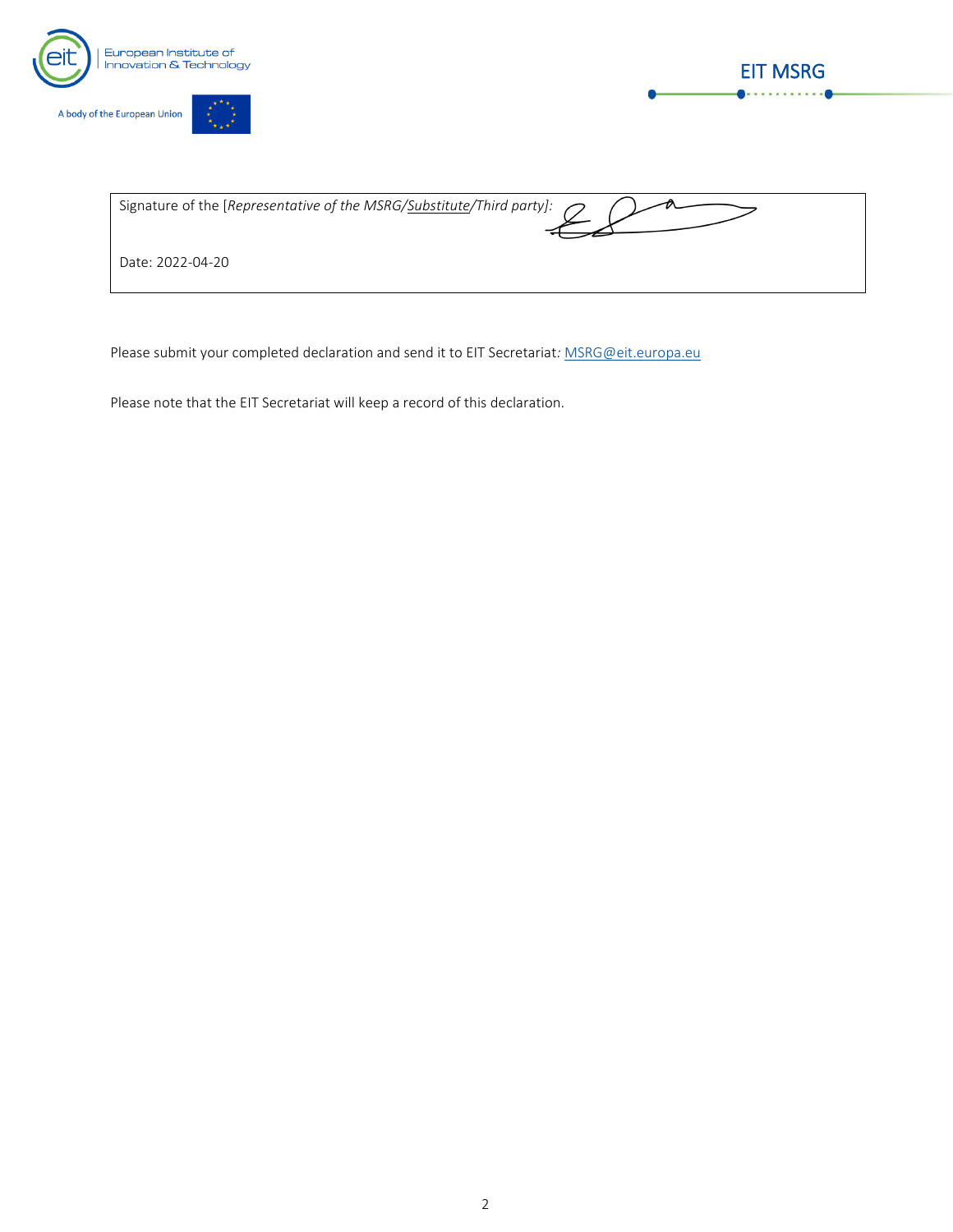| |
|---|
| Signature of the [*Representative of the MSRG/<u>Substitute</u>/Third party]:* <br><br> Date: 2022-04-20 |

Please submit your completed declaration and send it to EIT Secretariat*:* MSRG@eit.europa.eu

Please note that the EIT Secretariat will keep a record of this declaration.